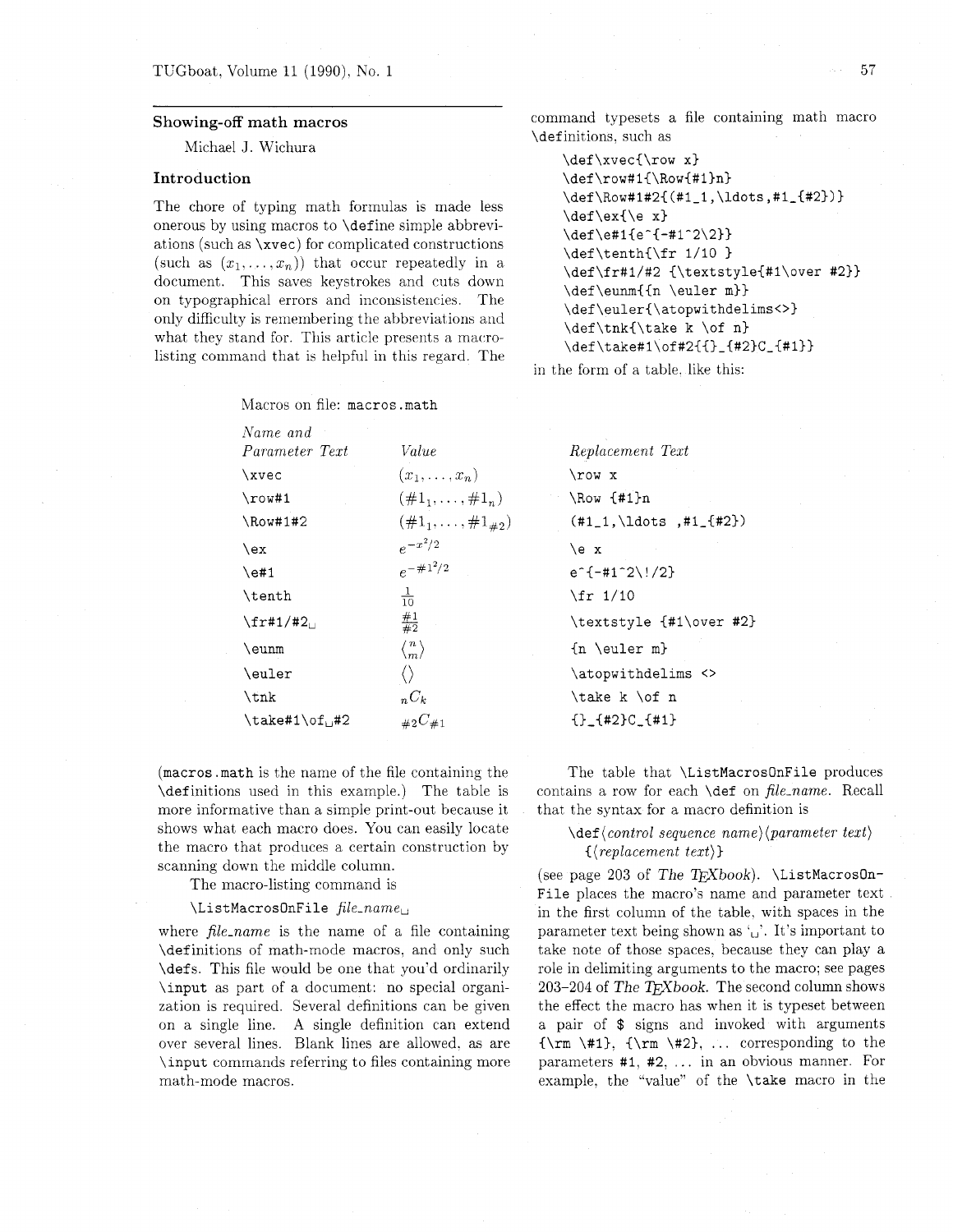## Showing-off math macros

Michael J. Wichura

### Introduction

The chore of typing math formulas is made less onerous by using macros to `\define` simple abbreviations (such as `\xvec`) for complicated constructions (such as $(x_1, \ldots, x_n)$) that occur repeatedly in a document. This saves keystrokes and cuts down on typographical errors and inconsistencies. The only difficulty is remembering the abbreviations and what they stand for. This article presents a macro-listing command that is helpful in this regard. The command typesets a file containing math macro `\definitions`, such as

```
\def\xvec{\row x}
\def\row#1{\Row{#1}n}
\def\Row#1#2{(#1_1,\ldots,#1_{#2})}
\def\ex{\e x}
\def\e#1{e^{-#1^2\2}}
\def\tenth{\fr 1/10 }
\def\fr#1/#2 {\textstyle{#1\over #2}}
\def\eunm{{n \euler m}}
\def\euler{\atopwithdelims<>}
\def\tnk{\take k \of n}
\def\take#1\of#2{{}_{#2}C_{#1}}
```

in the form of a table, like this:

Macros on file: `macros.math`

| *Name and Parameter Text* | *Value* | *Replacement Text* |
|---|---|---|
| `\xvec` | $(x_1, \ldots, x_n)$ | `\row x` |
| `\row#1` | $(\#1_1, \ldots, \#1_n)$ | `\Row {#1}n` |
| `\Row#1#2` | $(\#1_1, \ldots, \#1_{\#2})$ | `(#1_1,\ldots ,#1_{#2})` |
| `\ex` | $e^{-x^2/2}$ | `\e x` |
| `\e#1` | $e^{-\#1^2/2}$ | `e^{-#1^2\!/2}` |
| `\tenth` | $\frac{1}{10}$ | `\fr 1/10` |
| `\fr#1/#2␣` | $\frac{\#1}{\#2}$ | `\textstyle {#1\over #2}` |
| `\eunm` | $\left\langle {n \atop m} \right\rangle$ | `{n \euler m}` |
| `\euler` | $\langle\rangle$ | `\atopwithdelims <>` |
| `\tnk` | ${}_nC_k$ | `\take k \of n` |
| `\take#1\of␣#2` | ${}_{\#2}C_{\#1}$ | `{}_{#2}C_{#1}` |

(`macros.math` is the name of the file containing the `\definitions` used in this example.) The table is more informative than a simple print-out because it shows what each macro does. You can easily locate the macro that produces a certain construction by scanning down the middle column.

The macro-listing command is

`\ListMacrosOnFile` *file_name*␣

where *file_name* is the name of a file containing `\definitions` of math-mode macros, and only such `\defs`. This file would be one that you'd ordinarily `\input` as part of a document: no special organization is required. Several definitions can be given on a single line. A single definition can extend over several lines. Blank lines are allowed, as are `\input` commands referring to files containing more math-mode macros.

The table that `\ListMacrosOnFile` produces contains a row for each `\def` on *file_name*. Recall that the syntax for a macro definition is

`\def`⟨*control sequence name*⟩⟨*parameter text*⟩ {⟨*replacement text*⟩}

(see page 203 of *The TeXbook*). `\ListMacrosOnFile` places the macro's name and parameter text in the first column of the table, with spaces in the parameter text being shown as '␣'. It's important to take note of those spaces, because they can play a role in delimiting arguments to the macro; see pages 203–204 of *The TeXbook*. The second column shows the effect the macro has when it is typeset between a pair of `$` signs and invoked with arguments `{\rm \#1}`, `{\rm \#2}`, ... corresponding to the parameters `#1`, `#2`, ... in an obvious manner. For example, the "value" of the `\take` macro in the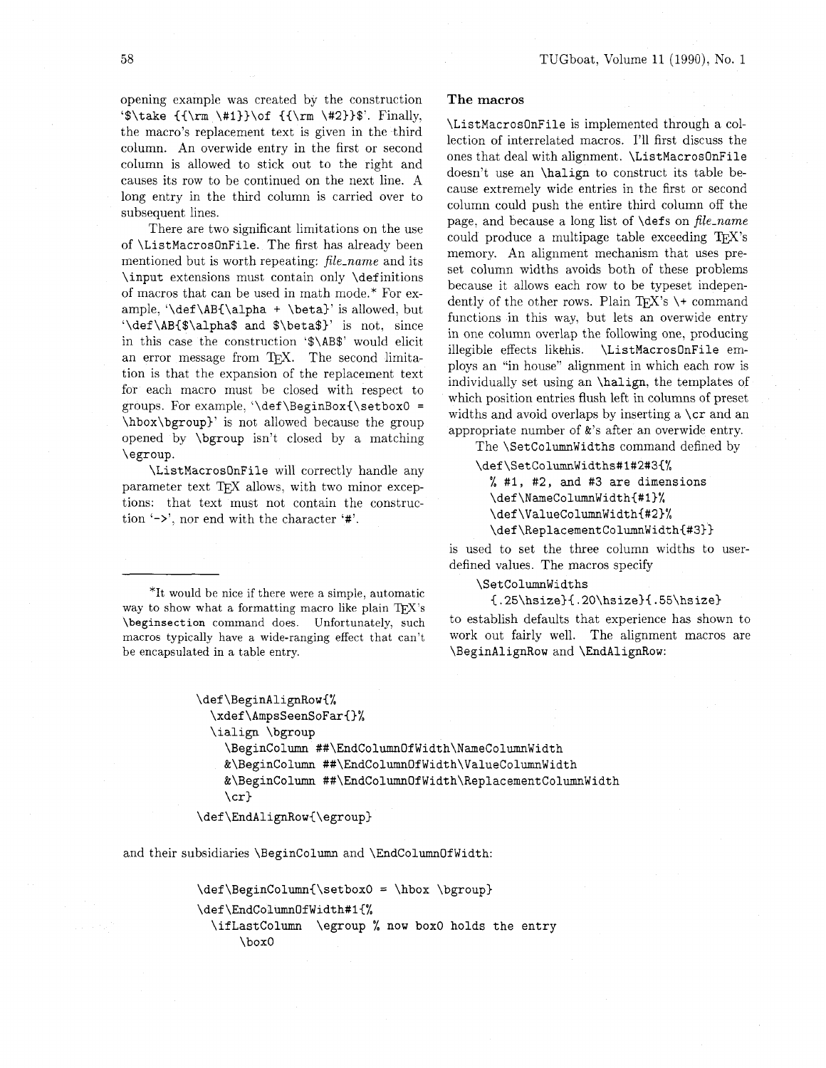opening example was created by the construction `$\take {{\rm \#1}}\of {{\rm \#2}}$`. Finally, the macro's replacement text is given in the third column. An overwide entry in the first or second column is allowed to stick out to the right and causes its row to be continued on the next line. A long entry in the third column is carried over to subsequent lines.

There are two significant limitations on the use of `\ListMacrosOnFile`. The first has already been mentioned but is worth repeating: *file_name* and its `\input` extensions must contain only `\def`initions of macros that can be used in math mode.* For example, '`\def\AB{\alpha + \beta}`' is allowed, but '`\def\AB{$\alpha$ and $\beta$}`' is not, since in this case the construction '`$\AB$`' would elicit an error message from TeX. The second limitation is that the expansion of the replacement text for each macro must be closed with respect to groups. For example, '`\def\BeginBox{\setbox0 = \hbox\bgroup}`' is not allowed because the group opened by `\bgroup` isn't closed by a matching `\egroup`.

`\ListMacrosOnFile` will correctly handle any parameter text TeX allows, with two minor exceptions: that text must not contain the construction '`->`', nor end with the character '`#`'.

*It would be nice if there were a simple, automatic way to show what a formatting macro like plain TeX's `\beginsection` command does. Unfortunately, such macros typically have a wide-ranging effect that can't be encapsulated in a table entry.

## The macros

`\ListMacrosOnFile` is implemented through a collection of interrelated macros. I'll first discuss the ones that deal with alignment. `\ListMacrosOnFile` doesn't use an `\halign` to construct its table because extremely wide entries in the first or second column could push the entire third column off the page, and because a long list of `\def`s on *file_name* could produce a multipage table exceeding TeX's memory. An alignment mechanism that uses preset column widths avoids both of these problems because it allows each row to be typeset independently of the other rows. Plain TeX's `\+` command functions in this way, but lets an overwide entry in one column overlap the following one, producing illegible effects likehis. `\ListMacrosOnFile` employs an "in house" alignment in which each row is individually set using an `\halign`, the templates of which position entries flush left in columns of preset widths and avoid overlaps by inserting a `\cr` and an appropriate number of `&`'s after an overwide entry.

The `\SetColumnWidths` command defined by

```
\def\SetColumnWidths#1#2#3{%
  % #1, #2, and #3 are dimensions
  \def\NameColumnWidth{#1}%
  \def\ValueColumnWidth{#2}%
  \def\ReplacementColumnWidth{#3}}
```

is used to set the three column widths to user-defined values. The macros specify

```
\SetColumnWidths
  {.25\hsize}{.20\hsize}{.55\hsize}
```

to establish defaults that experience has shown to work out fairly well. The alignment macros are `\BeginAlignRow` and `\EndAlignRow`:

```
\def\BeginAlignRow{%
  \xdef\AmpsSeenSoFar{}%
  \ialign \bgroup
    \BeginColumn ##\EndColumnOfWidth\NameColumnWidth
    &\BeginColumn ##\EndColumnOfWidth\ValueColumnWidth
    &\BeginColumn ##\EndColumnOfWidth\ReplacementColumnWidth
    \cr}
\def\EndAlignRow{\egroup}
```

and their subsidiaries `\BeginColumn` and `\EndColumnOfWidth`:

```
\def\BeginColumn{\setbox0 = \hbox \bgroup}
\def\EndColumnOfWidth#1{%
  \ifLastColumn  \egroup % now box0 holds the entry
      \box0
```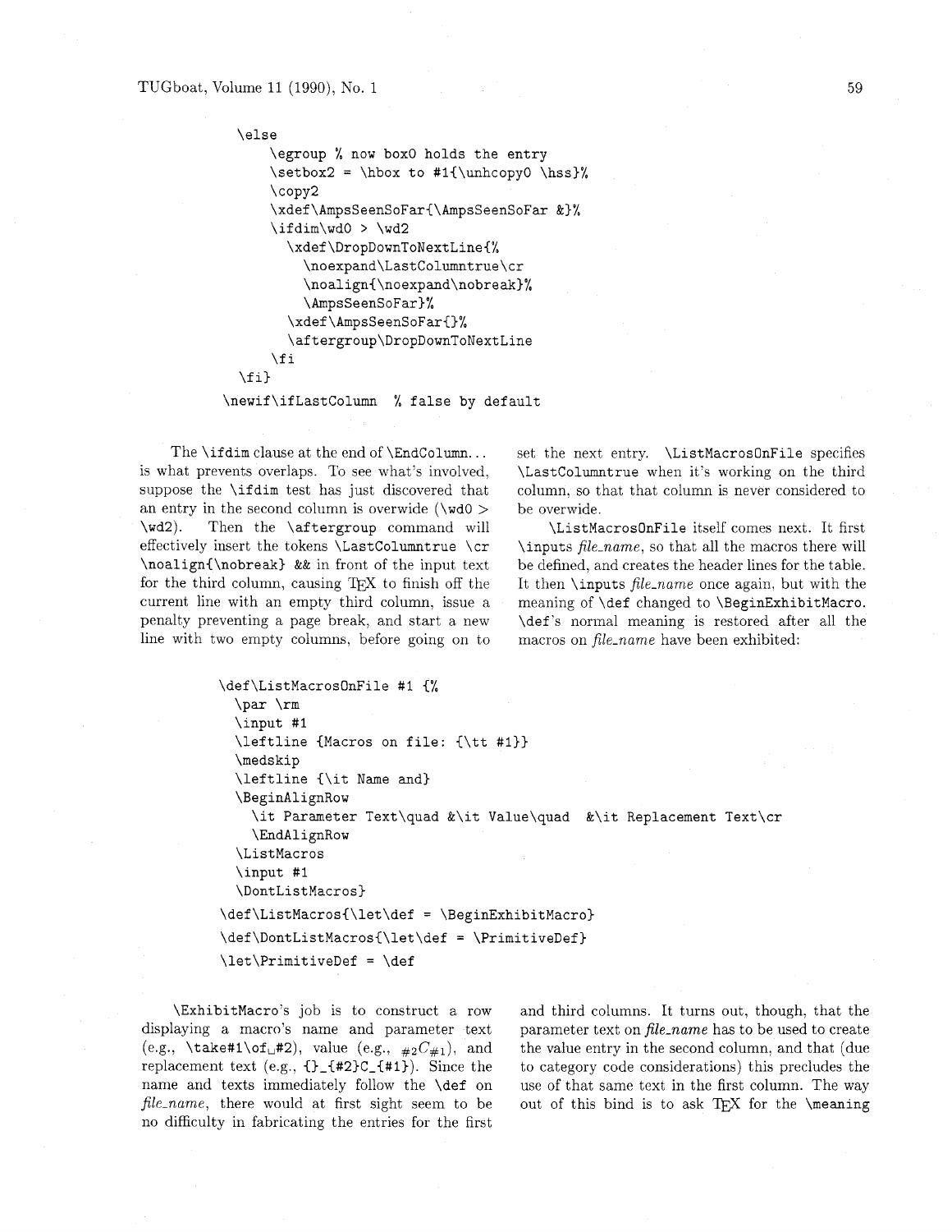```
    \else
        \egroup % now box0 holds the entry
        \setbox2 = \hbox to #1{\unhcopy0 \hss}%
        \copy2
        \xdef\AmpsSeenSoFar{\AmpsSeenSoFar &}%
        \ifdim\wd0 > \wd2
          \xdef\DropDownToNextLine{%
            \noexpand\LastColumntrue\cr
            \noalign{\noexpand\nobreak}%
            \AmpsSeenSoFar}%
          \xdef\AmpsSeenSoFar{}%
          \aftergroup\DropDownToNextLine
        \fi
    \fi}
\newif\ifLastColumn  % false by default
```

The `\ifdim` clause at the end of `\EndColumn`... is what prevents overlaps. To see what's involved, suppose the `\ifdim` test has just discovered that an entry in the second column is overwide (`\wd0` > `\wd2`). Then the `\aftergroup` command will effectively insert the tokens `\LastColumntrue \cr \noalign{\nobreak} &&` in front of the input text for the third column, causing TeX to finish off the current line with an empty third column, issue a penalty preventing a page break, and start a new line with two empty columns, before going on to set the next entry. `\ListMacrosOnFile` specifies `\LastColumntrue` when it's working on the third column, so that that column is never considered to be overwide.

`\ListMacrosOnFile` itself comes next. It first `\inputs` *file_name*, so that all the macros there will be defined, and creates the header lines for the table. It then `\inputs` *file_name* once again, but with the meaning of `\def` changed to `\BeginExhibitMacro`. `\def`'s normal meaning is restored after all the macros on *file_name* have been exhibited:

```
\def\ListMacrosOnFile #1 {%
  \par \rm
  \input #1
  \leftline {Macros on file: {\tt #1}}
  \medskip
  \leftline {\it Name and}
  \BeginAlignRow
    \it Parameter Text\quad &\it Value\quad  &\it Replacement Text\cr
    \EndAlignRow
  \ListMacros
  \input #1
  \DontListMacros}
\def\ListMacros{\let\def = \BeginExhibitMacro}
\def\DontListMacros{\let\def = \PrimitiveDef}
\let\PrimitiveDef = \def
```

`\ExhibitMacro`'s job is to construct a row displaying a macro's name and parameter text (e.g., `\take#1\of␣#2`), value (e.g., ${}_{\#2}C_{\#1}$), and replacement text (e.g., `{}_{#2}C_{#1}`). Since the name and texts immediately follow the `\def` on *file_name*, there would at first sight seem to be no difficulty in fabricating the entries for the first and third columns. It turns out, though, that the parameter text on *file_name* has to be used to create the value entry in the second column, and that (due to category code considerations) this precludes the use of that same text in the first column. The way out of this bind is to ask TeX for the `\meaning`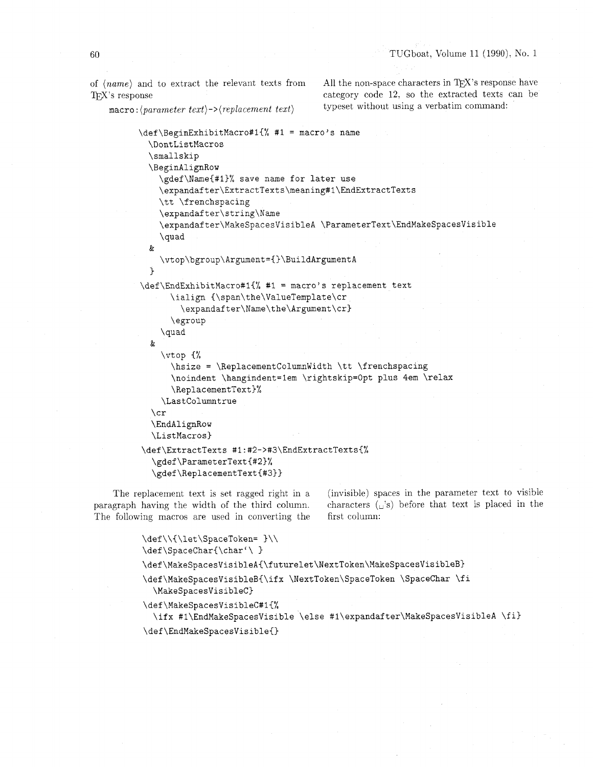of ⟨*name*⟩ and to extract the relevant texts from TeX's response

```
macro:⟨parameter text⟩->⟨replacement text⟩
```

All the non-space characters in TeX's response have category code 12, so the extracted texts can be typeset without using a verbatim command:

```
\def\BeginExhibitMacro#1{% #1 = macro's name
  \DontListMacros
  \smallskip
  \BeginAlignRow
    \gdef\Name{#1}% save name for later use
    \expandafter\ExtractTexts\meaning#1\EndExtractTexts
    \tt \frenchspacing
    \expandafter\string\Name
    \expandafter\MakeSpacesVisibleA \ParameterText\EndMakeSpacesVisible
    \quad
  &
    \vtop\bgroup\Argument={}\BuildArgumentA
  }
\def\EndExhibitMacro#1{% #1 = macro's replacement text
      \ialign {\span\the\ValueTemplate\cr
        \expandafter\Name\the\Argument\cr}
      \egroup
    \quad
  &
    \vtop {%
      \hsize = \ReplacementColumnWidth \tt \frenchspacing
      \noindent \hangindent=1em \rightskip=0pt plus 4em \relax
      \ReplacementText}%
    \LastColumntrue
  \cr
  \EndAlignRow
  \ListMacros}
\def\ExtractTexts #1:#2->#3\EndExtractTexts{%
  \gdef\ParameterText{#2}%
  \gdef\ReplacementText{#3}}
```

The replacement text is set ragged right in a paragraph having the width of the third column. The following macros are used in converting the (invisible) spaces in the parameter text to visible characters (␣'s) before that text is placed in the first column:

```
\def\\{\let\SpaceToken= }\\
\def\SpaceChar{\char'\ }
\def\MakeSpacesVisibleA{\futurelet\NextToken\MakeSpacesVisibleB}
\def\MakeSpacesVisibleB{\ifx \NextToken\SpaceToken \SpaceChar \fi
  \MakeSpacesVisibleC}
\def\MakeSpacesVisibleC#1{%
  \ifx #1\EndMakeSpacesVisible \else #1\expandafter\MakeSpacesVisibleA \fi}
\def\EndMakeSpacesVisible{}
```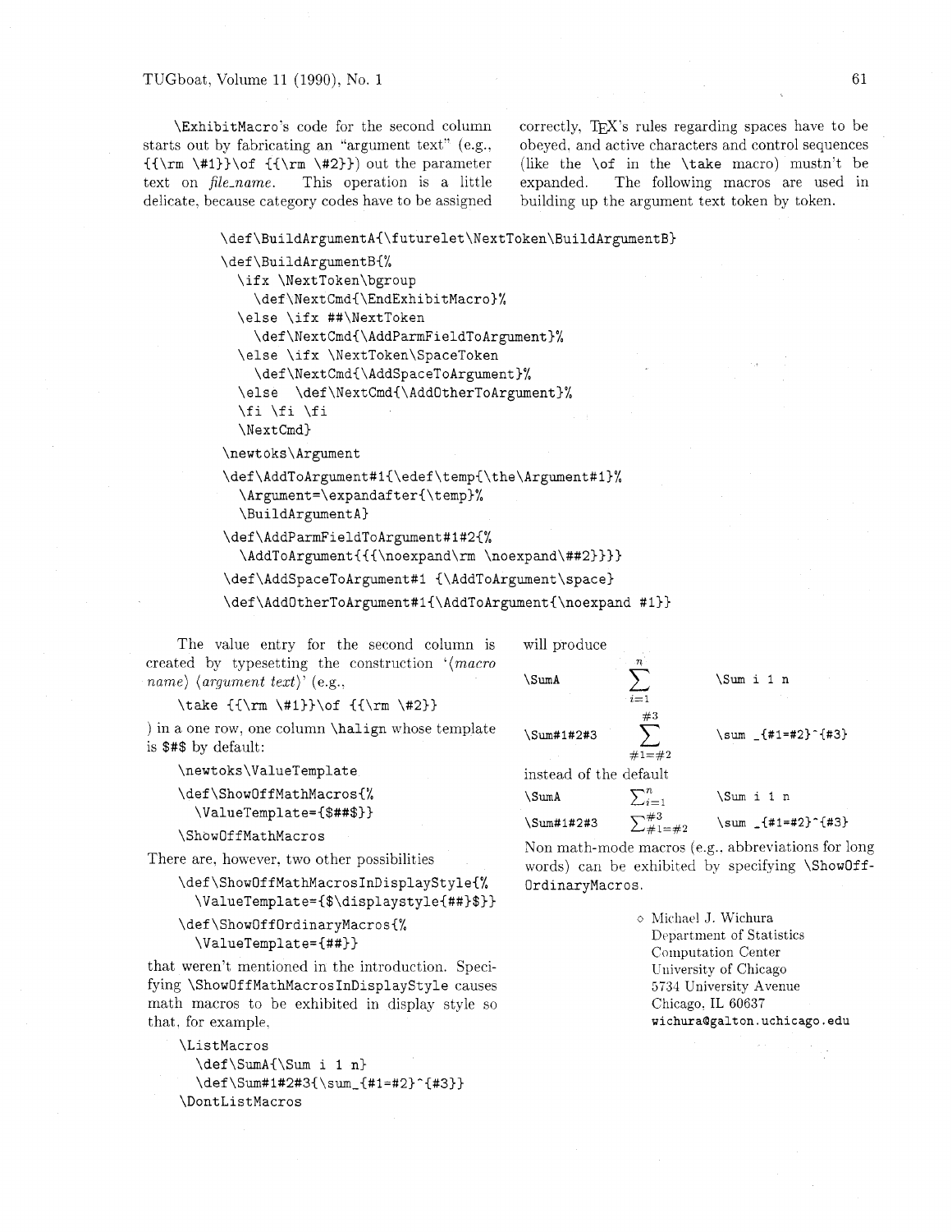\ExhibitMacro's code for the second column starts out by fabricating an "argument text" (e.g., `{{\rm \#1}}\of {{\rm \#2}}`) out the parameter text on *file_name*. This operation is a little delicate, because category codes have to be assigned correctly, TeX's rules regarding spaces have to be obeyed, and active characters and control sequences (like the \of in the \take macro) mustn't be expanded. The following macros are used in building up the argument text token by token.

```
\def\BuildArgumentA{\futurelet\NextToken\BuildArgumentB}
\def\BuildArgumentB{%
  \ifx \NextToken\bgroup
    \def\NextCmd{\EndExhibitMacro}%
  \else \ifx ##\NextToken
    \def\NextCmd{\AddParmFieldToArgument}%
  \else \ifx \NextToken\SpaceToken
    \def\NextCmd{\AddSpaceToArgument}%
  \else  \def\NextCmd{\AddOtherToArgument}%
  \fi \fi \fi
  \NextCmd}
\newtoks\Argument
\def\AddToArgument#1{\edef\temp{\the\Argument#1}%
  \Argument=\expandafter{\temp}%
  \BuildArgumentA}
\def\AddParmFieldToArgument#1#2{%
  \AddToArgument{{{\noexpand\rm \noexpand\##2}}}}
\def\AddSpaceToArgument#1 {\AddToArgument\space}
\def\AddOtherToArgument#1{\AddToArgument{\noexpand #1}}
```

The value entry for the second column is created by typesetting the construction '⟨*macro name*⟩ ⟨*argument text*⟩' (e.g.,

```
\take {{\rm \#1}}\of {{\rm \#2}}
```

) in a one row, one column \halign whose template is `$##$` by default:

```
\newtoks\ValueTemplate
\def\ShowOffMathMacros{%
  \ValueTemplate={$##$}}
\ShowOffMathMacros
```

There are, however, two other possibilities

```
\def\ShowOffMathMacrosInDisplayStyle{%
  \ValueTemplate={$\displaystyle{##}$}}
\def\ShowOffOrdinaryMacros{%
  \ValueTemplate={##}}
```

that weren't mentioned in the introduction. Specifying \ShowOffMathMacrosInDisplayStyle causes math macros to be exhibited in display style so that, for example,

```
\ListMacros
  \def\SumA{\Sum i 1 n}
  \def\Sum#1#2#3{\sum_{#1=#2}^{#3}}
\DontListMacros
```

will produce

| | | |
|---|---|---|
| `\SumA` | $\displaystyle\sum_{i=1}^{n}$ | `\Sum i 1 n` |
| `\Sum#1#2#3` | $\displaystyle\sum_{\#1=\#2}^{\#3}$ | `\sum _{#1=#2}^{#3}` |

instead of the default

| | | |
|---|---|---|
| `\SumA` | $\sum_{i=1}^{n}$ | `\Sum i 1 n` |
| `\Sum#1#2#3` | $\sum_{\#1=\#2}^{\#3}$ | `\sum _{#1=#2}^{#3}` |

Non math-mode macros (e.g., abbreviations for long words) can be exhibited by specifying \ShowOffOrdinaryMacros.

◇ Michael J. Wichura
Department of Statistics
Computation Center
University of Chicago
5734 University Avenue
Chicago, IL 60637
wichura@galton.uchicago.edu